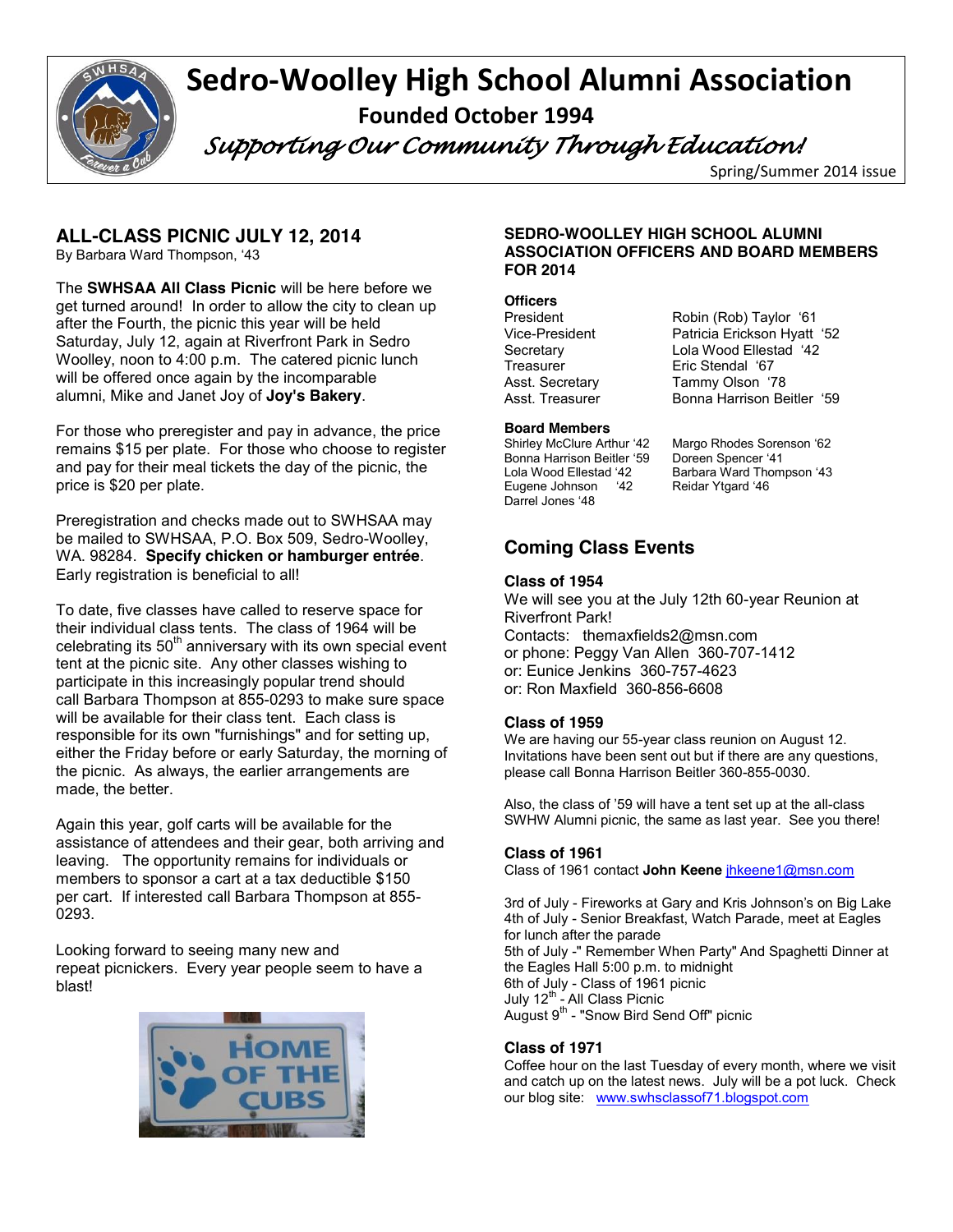# Sedro-Woolley High School Alumni Association

**Founded October 1994**

*Supporting Our Community Through Education!*

Spring/Summer 2014 issue

## ALL-CLASS PICNIC JULY 12, 2014

By Barbara Ward Thompson, '43

The **SWHSAA All Class Picnic** will be here before we get turned around! In order to allow the city to clean up after the Fourth, the picnic this year will be held Saturday, July 12, again at Riverfront Park in Sedro Woolley, noon to 4:00 p.m. The catered picnic lunch will be offered once again by the incomparable alumni, Mike and Janet Joy of **Joy's Bakery**.

For those who preregister and pay in advance, the price remains $15 per plate. For those who choose to register and pay for their meal tickets the day of the picnic, the price is $20 per plate.

Preregistration and checks made out to SWHSAA may be mailed to SWHSAA, P.O. Box 509, Sedro-Woolley, WA. 98284. **Specify chicken or hamburger entrée**. Early registration is beneficial to all!

To date, five classes have called to reserve space for their individual class tents. The class of 1964 will be celebrating its 50th anniversary with its own special event tent at the picnic site. Any other classes wishing to participate in this increasingly popular trend should call Barbara Thompson at 855-0293 to make sure space will be available for their class tent. Each class is responsible for its own "furnishings" and for setting up, either the Friday before or early Saturday, the morning of the picnic. As always, the earlier arrangements are made, the better.

Again this year, golf carts will be available for the assistance of attendees and their gear, both arriving and leaving. The opportunity remains for individuals or members to sponsor a cart at a tax deductible $150 per cart. If interested call Barbara Thompson at 855-0293.

Looking forward to seeing many new and repeat picnickers. Every year people seem to have a blast!

## SEDRO-WOOLLEY HIGH SCHOOL ALUMNI ASSOCIATION OFFICERS AND BOARD MEMBERS FOR 2014

**Officers**

| | |
|---|---|
| President | Robin (Rob) Taylor '61 |
| Vice-President | Patricia Erickson Hyatt '52 |
| Secretary | Lola Wood Ellestad '42 |
| Treasurer | Eric Stendal '67 |
| Asst. Secretary | Tammy Olson '78 |
| Asst. Treasurer | Bonna Harrison Beitler '59 |

**Board Members**

| | |
|---|---|
| Shirley McClure Arthur '42 | Margo Rhodes Sorenson '62 |
| Bonna Harrison Beitler '59 | Doreen Spencer '41 |
| Lola Wood Ellestad '42 | Barbara Ward Thompson '43 |
| Eugene Johnson '42 | Reidar Ytgard '46 |
| Darrel Jones '48 | |

## Coming Class Events

### Class of 1954

We will see you at the July 12th 60-year Reunion at Riverfront Park!

Contacts: themaxfields2@msn.com
or phone: Peggy Van Allen 360-707-1412
or: Eunice Jenkins 360-757-4623
or: Ron Maxfield 360-856-6608

### Class of 1959

We are having our 55-year class reunion on August 12. Invitations have been sent out but if there are any questions, please call Bonna Harrison Beitler 360-855-0030.

Also, the class of '59 will have a tent set up at the all-class SWHW Alumni picnic, the same as last year. See you there!

### Class of 1961

Class of 1961 contact **John Keene** jhkeene1@msn.com

3rd of July - Fireworks at Gary and Kris Johnson's on Big Lake
4th of July - Senior Breakfast, Watch Parade, meet at Eagles for lunch after the parade
5th of July -" Remember When Party" And Spaghetti Dinner at the Eagles Hall 5:00 p.m. to midnight
6th of July - Class of 1961 picnic
July 12th - All Class Picnic
August 9th - "Snow Bird Send Off" picnic

### Class of 1971

Coffee hour on the last Tuesday of every month, where we visit and catch up on the latest news. July will be a pot luck. Check our blog site: www.swhsclassof71.blogspot.com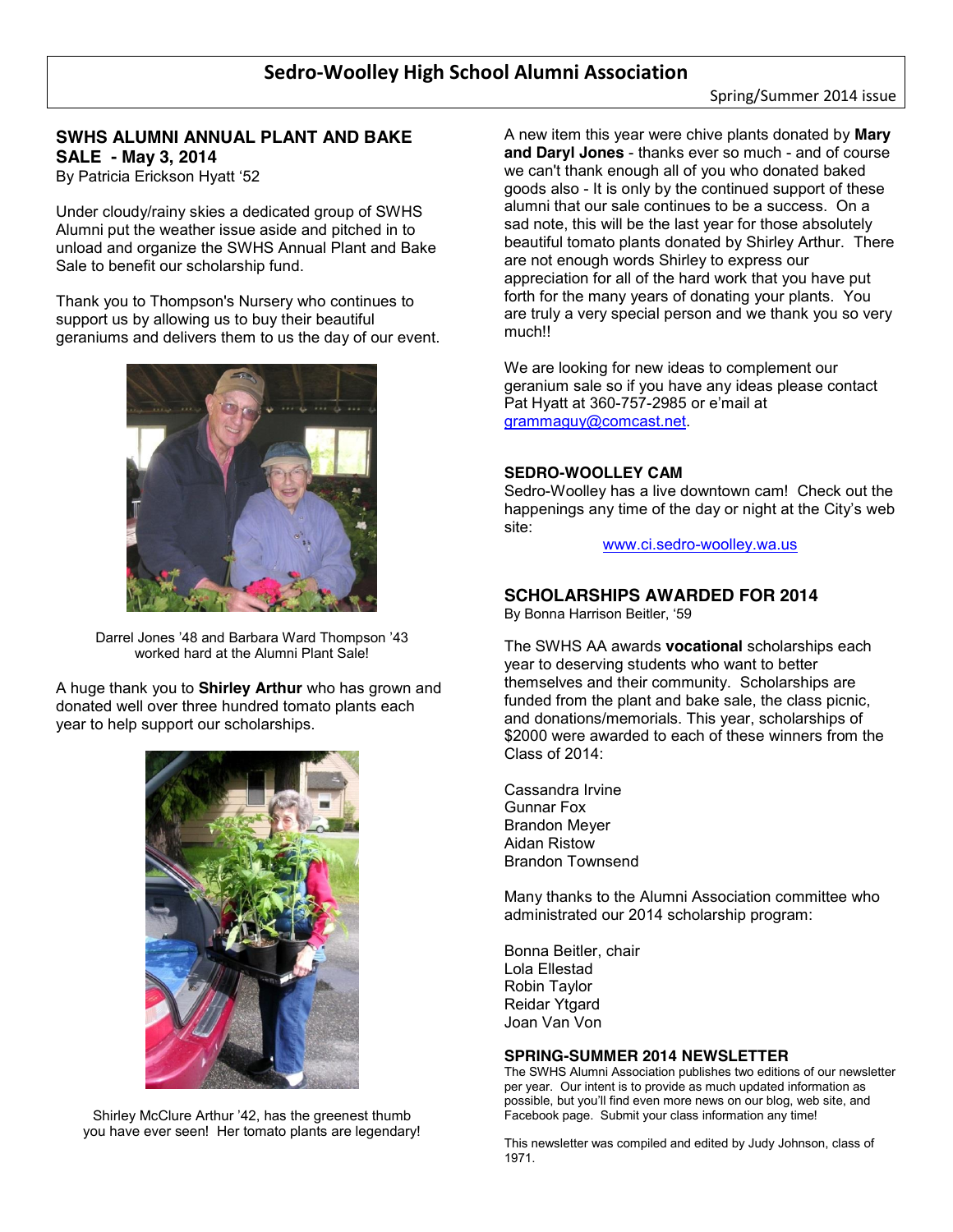# Sedro-Woolley High School Alumni Association

Spring/Summer 2014 issue

## SWHS ALUMNI ANNUAL PLANT AND BAKE SALE - May 3, 2014

By Patricia Erickson Hyatt '52

Under cloudy/rainy skies a dedicated group of SWHS Alumni put the weather issue aside and pitched in to unload and organize the SWHS Annual Plant and Bake Sale to benefit our scholarship fund.

Thank you to Thompson's Nursery who continues to support us by allowing us to buy their beautiful geraniums and delivers them to us the day of our event.

Darrel Jones '48 and Barbara Ward Thompson '43 worked hard at the Alumni Plant Sale!

A huge thank you to **Shirley Arthur** who has grown and donated well over three hundred tomato plants each year to help support our scholarships.

Shirley McClure Arthur '42, has the greenest thumb you have ever seen! Her tomato plants are legendary!

A new item this year were chive plants donated by **Mary and Daryl Jones** - thanks ever so much - and of course we can't thank enough all of you who donated baked goods also - It is only by the continued support of these alumni that our sale continues to be a success. On a sad note, this will be the last year for those absolutely beautiful tomato plants donated by Shirley Arthur. There are not enough words Shirley to express our appreciation for all of the hard work that you have put forth for the many years of donating your plants. You are truly a very special person and we thank you so very much!!

We are looking for new ideas to complement our geranium sale so if you have any ideas please contact Pat Hyatt at 360-757-2985 or e'mail at grammaguy@comcast.net.

## SEDRO-WOOLLEY CAM

Sedro-Woolley has a live downtown cam! Check out the happenings any time of the day or night at the City's web site:

www.ci.sedro-woolley.wa.us

## SCHOLARSHIPS AWARDED FOR 2014

By Bonna Harrison Beitler, '59

The SWHS AA awards **vocational** scholarships each year to deserving students who want to better themselves and their community. Scholarships are funded from the plant and bake sale, the class picnic, and donations/memorials. This year, scholarships of $2000 were awarded to each of these winners from the Class of 2014:

Cassandra Irvine
Gunnar Fox
Brandon Meyer
Aidan Ristow
Brandon Townsend

Many thanks to the Alumni Association committee who administrated our 2014 scholarship program:

Bonna Beitler, chair
Lola Ellestad
Robin Taylor
Reidar Ytgard
Joan Van Von

## SPRING-SUMMER 2014 NEWSLETTER

The SWHS Alumni Association publishes two editions of our newsletter per year. Our intent is to provide as much updated information as possible, but you'll find even more news on our blog, web site, and Facebook page. Submit your class information any time!

This newsletter was compiled and edited by Judy Johnson, class of 1971.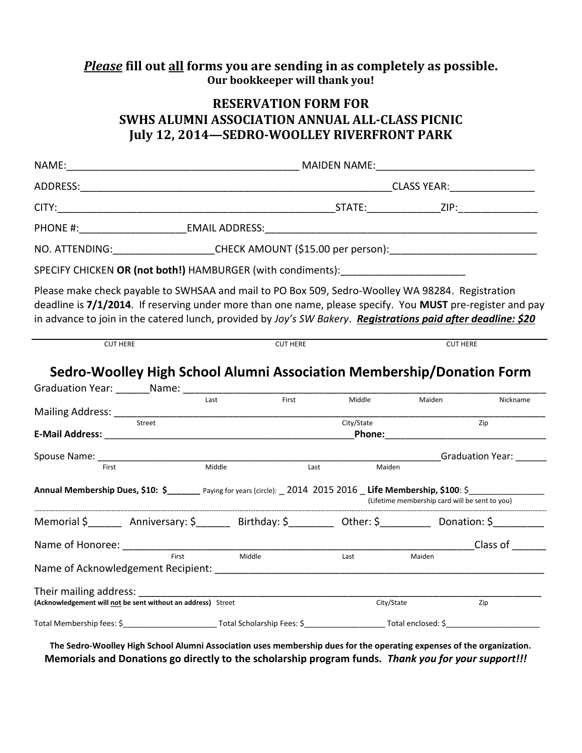***Please*** **fill out** **<u>all</u>** **forms you are sending in as completely as possible.**
**Our bookkeeper will thank you!**

## RESERVATION FORM FOR SWHS ALUMNI ASSOCIATION ANNUAL ALL-CLASS PICNIC July 12, 2014—SEDRO-WOOLLEY RIVERFRONT PARK

NAME:_________________________________________ MAIDEN NAME:____________________________

ADDRESS:________________________________________________________CLASS YEAR:_______________

CITY:__________________________________________________STATE:____________ZIP:______________

PHONE #:___________________EMAIL ADDRESS:_________________________________________________

NO. ATTENDING:__________________CHECK AMOUNT ($15.00 per person):__________________________

SPECIFY CHICKEN **OR (not both!)** HAMBURGER (with condiments):_____________________

Please make check payable to SWHSAA and mail to PO Box 509, Sedro-Woolley WA 98284. Registration deadline is **7/1/2014**. If reserving under more than one name, please specify. You **MUST** pre-register and pay in advance to join in the catered lunch, provided by *Joy's SW Bakery*. ***Registrations paid after deadline: $20***

CUT HERE CUT HERE CUT HERE

## Sedro-Woolley High School Alumni Association Membership/Donation Form

Graduation Year: ______Name: ________________________________________________________________
Last First Middle Maiden Nickname

Mailing Address: _______________________________________________________________________________
Street City/State Zip

**E-Mail Address:** ______________________________________________**Phone:**______________________________

Spouse Name: ____________________________________________________________________Graduation Year: ______
First Middle Last Maiden

**Annual Membership Dues, $10: $______** Paying for years (circle): _ 2014 2015 2016 _ **Life Membership, $100**: $______________
(Lifetime membership card will be sent to you)

Memorial $______ Anniversary: $______ Birthday: $________ Other: $_________ Donation: $_________

Name of Honoree: _______________________________________________________________Class of ______
First Middle Last Maiden

Name of Acknowledgement Recipient: ___________________________________________________________

Their mailing address: __________________________________________________________________________
**(Acknowledgement will not be sent without an address)** Street City/State Zip

Total Membership fees: $_____________________ Total Scholarship Fees: $_________________ Total enclosed: $_____________________

**The Sedro-Woolley High School Alumni Association uses membership dues for the operating expenses of the organization.**
**Memorials and Donations go directly to the scholarship program funds.** ***Thank you for your support!!!***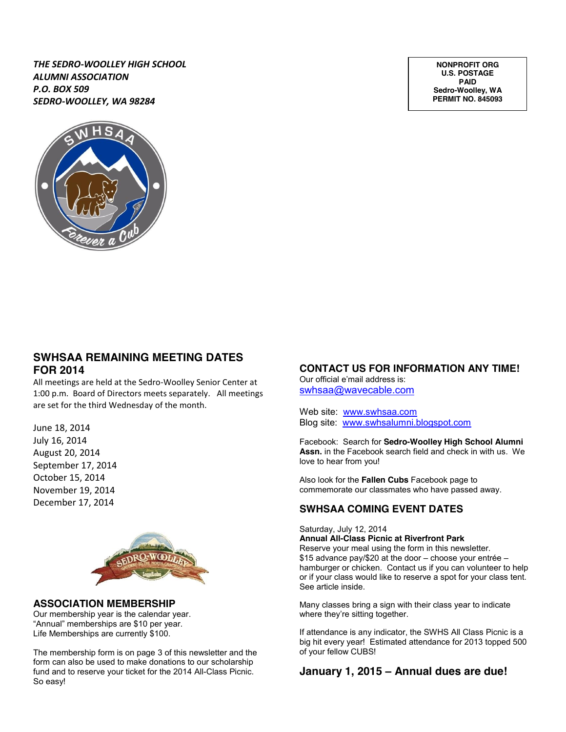***THE SEDRO-WOOLLEY HIGH SCHOOL***
***ALUMNI ASSOCIATION***
***P.O. BOX 509***
***SEDRO-WOOLLEY, WA 98284***

**NONPROFIT ORG**
**U.S. POSTAGE**
**PAID**
**Sedro-Woolley, WA**
**PERMIT NO. 845093**

## SWHSAA REMAINING MEETING DATES FOR 2014

All meetings are held at the Sedro-Woolley Senior Center at 1:00 p.m. Board of Directors meets separately. All meetings are set for the third Wednesday of the month.

June 18, 2014
July 16, 2014
August 20, 2014
September 17, 2014
October 15, 2014
November 19, 2014
December 17, 2014

## ASSOCIATION MEMBERSHIP

Our membership year is the calendar year.
"Annual" memberships are $10 per year.
Life Memberships are currently $100.

The membership form is on page 3 of this newsletter and the form can also be used to make donations to our scholarship fund and to reserve your ticket for the 2014 All-Class Picnic. So easy!

## CONTACT US FOR INFORMATION ANY TIME!

Our official e'mail address is:
swhsaa@wavecable.com

Web site: www.swhsaa.com
Blog site: www.swhsalumni.blogspot.com

Facebook: Search for **Sedro-Woolley High School Alumni Assn.** in the Facebook search field and check in with us. We love to hear from you!

Also look for the **Fallen Cubs** Facebook page to commemorate our classmates who have passed away.

## SWHSAA COMING EVENT DATES

Saturday, July 12, 2014
**Annual All-Class Picnic at Riverfront Park**
Reserve your meal using the form in this newsletter.
$15 advance pay/$20 at the door – choose your entrée – hamburger or chicken. Contact us if you can volunteer to help or if your class would like to reserve a spot for your class tent. See article inside.

Many classes bring a sign with their class year to indicate where they're sitting together.

If attendance is any indicator, the SWHS All Class Picnic is a big hit every year! Estimated attendance for 2013 topped 500 of your fellow CUBS!

## January 1, 2015 – Annual dues are due!